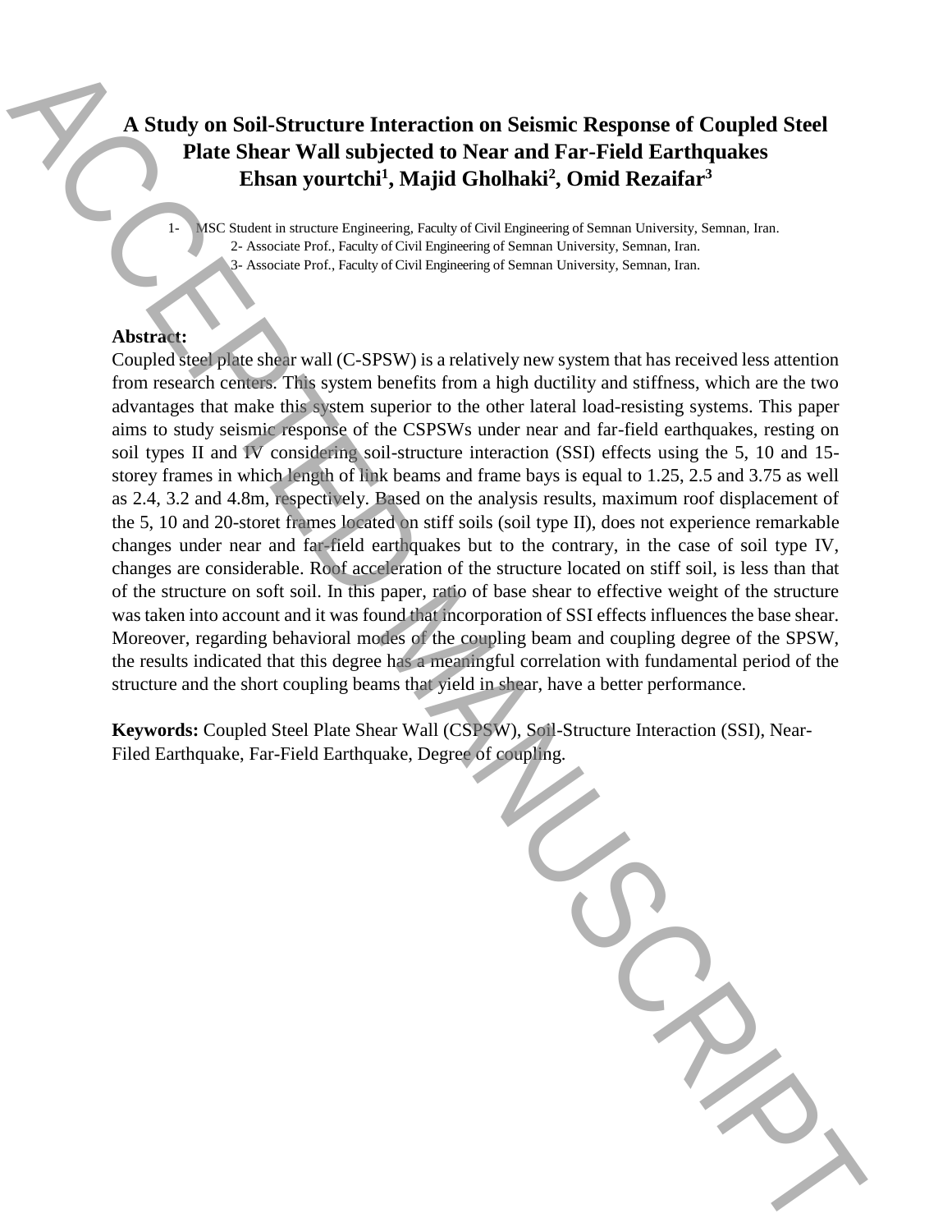# A Study on Soil-Structure Interaction on Seismic Response of Coupled Steel Plate Shear Wall subjected to Near and Far-Field Earthquakes

**Ehsan yourtchi[1], Majid Gholhaki[2], Omid Rezaifar[3]**

1- MSC Student in structure Engineering, Faculty of Civil Engineering of Semnan University, Semnan, Iran.
2- Associate Prof., Faculty of Civil Engineering of Semnan University, Semnan, Iran.
3- Associate Prof., Faculty of Civil Engineering of Semnan University, Semnan, Iran.

**Abstract:**

Coupled steel plate shear wall (C-SPSW) is a relatively new system that has received less attention from research centers. This system benefits from a high ductility and stiffness, which are the two advantages that make this system superior to the other lateral load-resisting systems. This paper aims to study seismic response of the CSPSWs under near and far-field earthquakes, resting on soil types II and IV considering soil-structure interaction (SSI) effects using the 5, 10 and 15-storey frames in which length of link beams and frame bays is equal to 1.25, 2.5 and 3.75 as well as 2.4, 3.2 and 4.8m, respectively. Based on the analysis results, maximum roof displacement of the 5, 10 and 20-storet frames located on stiff soils (soil type II), does not experience remarkable changes under near and far-field earthquakes but to the contrary, in the case of soil type IV, changes are considerable. Roof acceleration of the structure located on stiff soil, is less than that of the structure on soft soil. In this paper, ratio of base shear to effective weight of the structure was taken into account and it was found that incorporation of SSI effects influences the base shear. Moreover, regarding behavioral modes of the coupling beam and coupling degree of the SPSW, the results indicated that this degree has a meaningful correlation with fundamental period of the structure and the short coupling beams that yield in shear, have a better performance.

**Keywords:** Coupled Steel Plate Shear Wall (CSPSW), Soil-Structure Interaction (SSI), Near-Filed Earthquake, Far-Field Earthquake, Degree of coupling.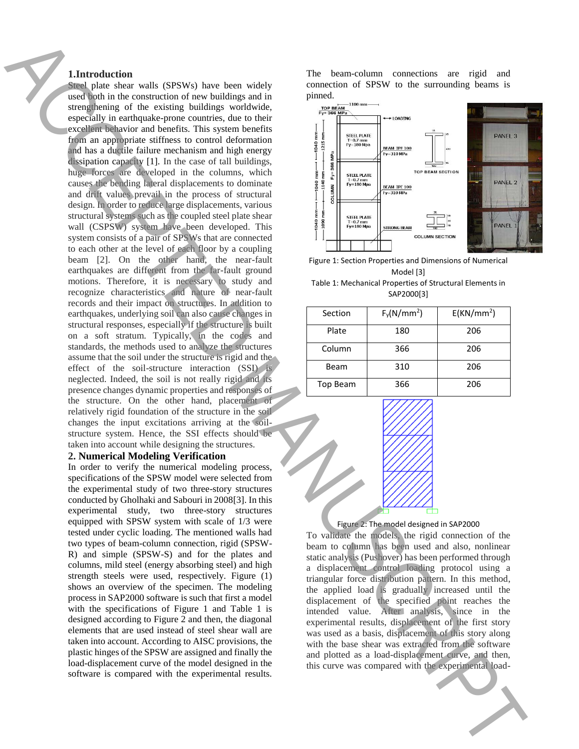## 1.Introduction

Steel plate shear walls (SPSWs) have been widely used both in the construction of new buildings and in strengthening of the existing buildings worldwide, especially in earthquake-prone countries, due to their excellent behavior and benefits. This system benefits from an appropriate stiffness to control deformation and has a ductile failure mechanism and high energy dissipation capacity [1]. In the case of tall buildings, huge forces are developed in the columns, which causes the bending lateral displacements to dominate and drift values prevail in the process of structural design. In order to reduce large displacements, various structural systems such as the coupled steel plate shear wall (CSPSW) system have been developed. This system consists of a pair of SPSWs that are connected to each other at the level of each floor by a coupling beam [2]. On the other hand, the near-fault earthquakes are different from the far-fault ground motions. Therefore, it is necessary to study and recognize characteristics and nature of near-fault records and their impact on structures. In addition to earthquakes, underlying soil can also cause changes in structural responses, especially if the structure is built on a soft stratum. Typically, in the codes and standards, the methods used to analyze the structures assume that the soil under the structure is rigid and the effect of the soil-structure interaction (SSI) is neglected. Indeed, the soil is not really rigid and its presence changes dynamic properties and responses of the structure. On the other hand, placement of relatively rigid foundation of the structure in the soil changes the input excitations arriving at the soil-structure system. Hence, the SSI effects should be taken into account while designing the structures.

## 2. Numerical Modeling Verification

In order to verify the numerical modeling process, specifications of the SPSW model were selected from the experimental study of two three-story structures conducted by Gholhaki and Sabouri in 2008[3]. In this experimental study, two three-story structures equipped with SPSW system with scale of 1/3 were tested under cyclic loading. The mentioned walls had two types of beam-column connection, rigid (SPSW-R) and simple (SPSW-S) and for the plates and columns, mild steel (energy absorbing steel) and high strength steels were used, respectively. Figure (1) shows an overview of the specimen. The modeling process in SAP2000 software is such that first a model with the specifications of Figure 1 and Table 1 is designed according to Figure 2 and then, the diagonal elements that are used instead of steel shear wall are taken into account. According to AISC provisions, the plastic hinges of the SPSW are assigned and finally the load-displacement curve of the model designed in the software is compared with the experimental results. The beam-column connections are rigid and connection of SPSW to the surrounding beams is pinned.

Figure 1: Section Properties and Dimensions of Numerical Model [3]

Table 1: Mechanical Properties of Structural Elements in SAP2000[3]

| Section | $F_y(N/mm^2)$ | $E(KN/mm^2)$ |
|---|---|---|
| Plate | 180 | 206 |
| Column | 366 | 206 |
| Beam | 310 | 206 |
| Top Beam | 366 | 206 |

Figure 2: The model designed in SAP2000

To validate the models, the rigid connection of the beam to column has been used and also, nonlinear static analysis (Pushover) has been performed through a displacement control loading protocol using a triangular force distribution pattern. In this method, the applied load is gradually increased until the displacement of the specified point reaches the intended value. After analysis, since in the experimental results, displacement of the first story was used as a basis, displacement of this story along with the base shear was extracted from the software and plotted as a load-displacement curve, and then, this curve was compared with the experimental load-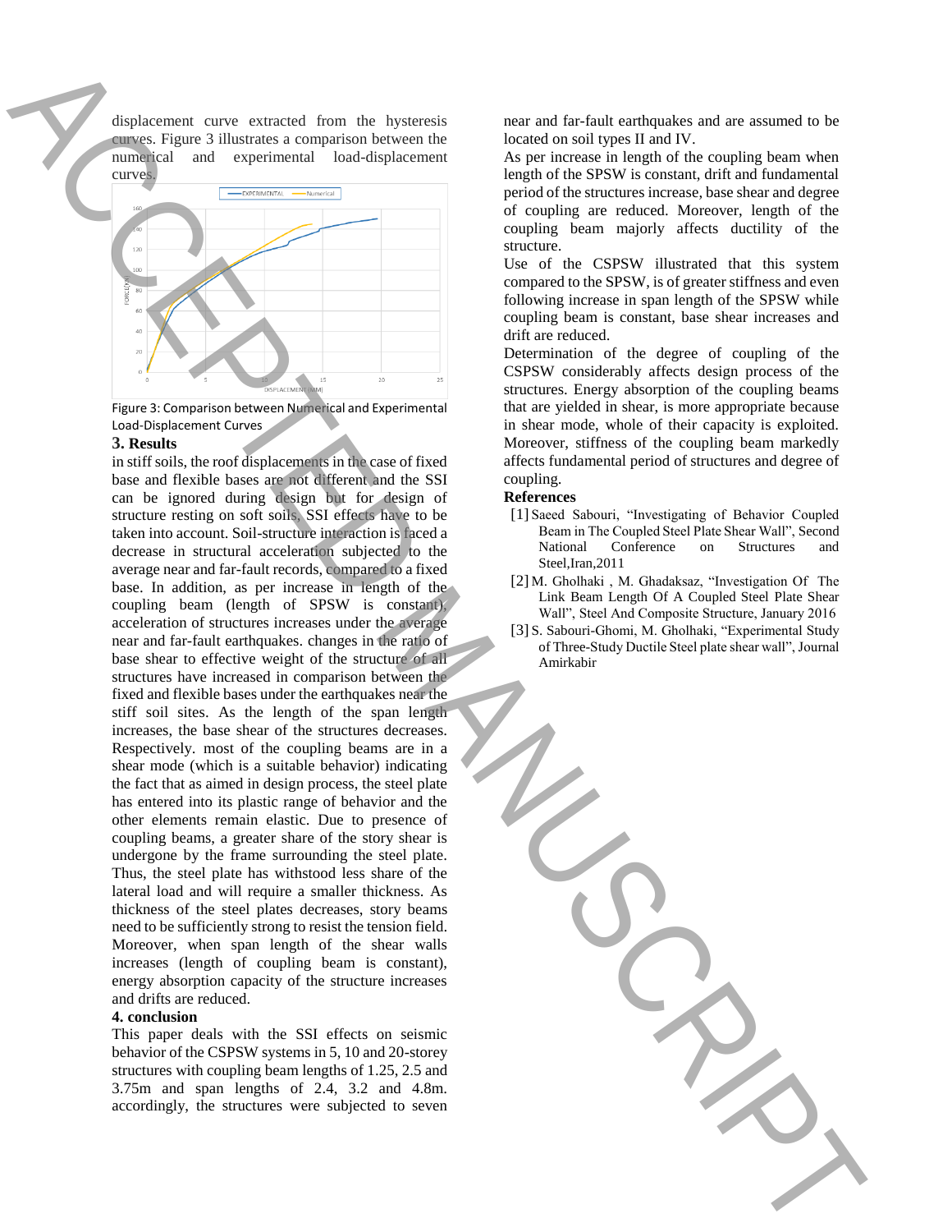displacement curve extracted from the hysteresis curves. Figure 3 illustrates a comparison between the numerical and experimental load-displacement curves.

EXPERIMENTAL
Numerical
160
140
120
100
80
60
40
20
0
FORCE(KN)
0
5
10
15
20
25
DISPLACEMENT(MM)

Figure 3: Comparison between Numerical and Experimental Load-Displacement Curves

## 3. Results

in stiff soils, the roof displacements in the case of fixed base and flexible bases are not different and the SSI can be ignored during design but for design of structure resting on soft soils, SSI effects have to be taken into account. Soil-structure interaction is faced a decrease in structural acceleration subjected to the average near and far-fault records, compared to a fixed base. In addition, as per increase in length of the coupling beam (length of SPSW is constant), acceleration of structures increases under the average near and far-fault earthquakes. changes in the ratio of base shear to effective weight of the structure of all structures have increased in comparison between the fixed and flexible bases under the earthquakes near the stiff soil sites. As the length of the span length increases, the base shear of the structures decreases. Respectively. most of the coupling beams are in a shear mode (which is a suitable behavior) indicating the fact that as aimed in design process, the steel plate has entered into its plastic range of behavior and the other elements remain elastic. Due to presence of coupling beams, a greater share of the story shear is undergone by the frame surrounding the steel plate. Thus, the steel plate has withstood less share of the lateral load and will require a smaller thickness. As thickness of the steel plates decreases, story beams need to be sufficiently strong to resist the tension field. Moreover, when span length of the shear walls increases (length of coupling beam is constant), energy absorption capacity of the structure increases and drifts are reduced.

## 4. conclusion

This paper deals with the SSI effects on seismic behavior of the CSPSW systems in 5, 10 and 20-storey structures with coupling beam lengths of 1.25, 2.5 and 3.75m and span lengths of 2.4, 3.2 and 4.8m. accordingly, the structures were subjected to seven near and far-fault earthquakes and are assumed to be located on soil types II and IV.

As per increase in length of the coupling beam when length of the SPSW is constant, drift and fundamental period of the structures increase, base shear and degree of coupling are reduced. Moreover, length of the coupling beam majorly affects ductility of the structure.

Use of the CSPSW illustrated that this system compared to the SPSW, is of greater stiffness and even following increase in span length of the SPSW while coupling beam is constant, base shear increases and drift are reduced.

Determination of the degree of coupling of the CSPSW considerably affects design process of the structures. Energy absorption of the coupling beams that are yielded in shear, is more appropriate because in shear mode, whole of their capacity is exploited. Moreover, stiffness of the coupling beam markedly affects fundamental period of structures and degree of coupling.

## References

[1] Saeed Sabouri, "Investigating of Behavior Coupled Beam in The Coupled Steel Plate Shear Wall", Second National Conference on Structures and Steel,Iran,2011

[2] M. Gholhaki , M. Ghadaksaz, "Investigation Of The Link Beam Length Of A Coupled Steel Plate Shear Wall", Steel And Composite Structure, January 2016

[3] S. Sabouri-Ghomi, M. Gholhaki, "Experimental Study of Three-Study Ductile Steel plate shear wall", Journal Amirkabir